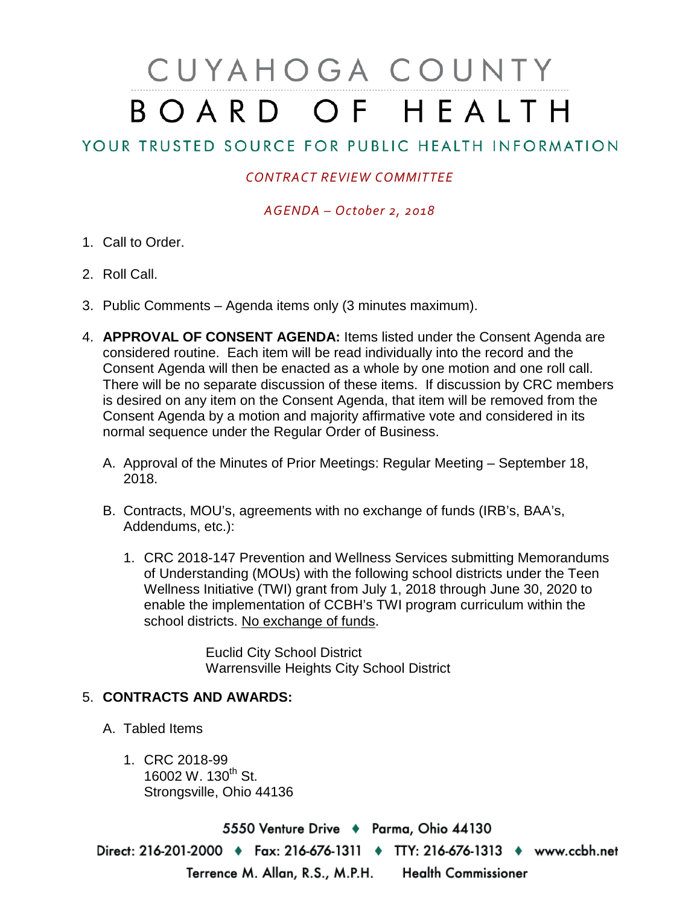# CUYAHOGA COUNTY BOARD OF HEALTH

## YOUR TRUSTED SOURCE FOR PUBLIC HEALTH INFORMATION

*CONTRACT REVIEW COMMITTEE*

*AGENDA – October 2, 2018*

1. Call to Order.

2. Roll Call.

3. Public Comments – Agenda items only (3 minutes maximum).

4. **APPROVAL OF CONSENT AGENDA:** Items listed under the Consent Agenda are considered routine. Each item will be read individually into the record and the Consent Agenda will then be enacted as a whole by one motion and one roll call. There will be no separate discussion of these items. If discussion by CRC members is desired on any item on the Consent Agenda, that item will be removed from the Consent Agenda by a motion and majority affirmative vote and considered in its normal sequence under the Regular Order of Business.

   A. Approval of the Minutes of Prior Meetings: Regular Meeting – September 18, 2018.

   B. Contracts, MOU's, agreements with no exchange of funds (IRB's, BAA's, Addendums, etc.):

      1. CRC 2018-147 Prevention and Wellness Services submitting Memorandums of Understanding (MOUs) with the following school districts under the Teen Wellness Initiative (TWI) grant from July 1, 2018 through June 30, 2020 to enable the implementation of CCBH's TWI program curriculum within the school districts. No exchange of funds.

         Euclid City School District
         Warrensville Heights City School District

5. **CONTRACTS AND AWARDS:**

   A. Tabled Items

      1. CRC 2018-99
         16002 W. 130th St.
         Strongsville, Ohio 44136

5550 Venture Drive ♦ Parma, Ohio 44130
Direct: 216-201-2000 ♦ Fax: 216-676-1311 ♦ TTY: 216-676-1313 ♦ www.ccbh.net
Terrence M. Allan, R.S., M.P.H. Health Commissioner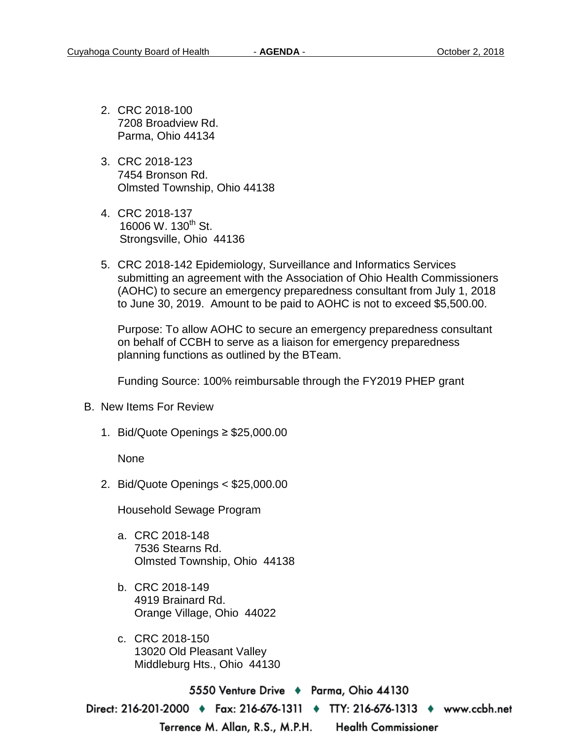2. CRC 2018-100
   7208 Broadview Rd.
   Parma, Ohio 44134

3. CRC 2018-123
   7454 Bronson Rd.
   Olmsted Township, Ohio 44138

4. CRC 2018-137
   16006 W. 130th St.
   Strongsville, Ohio 44136

5. CRC 2018-142 Epidemiology, Surveillance and Informatics Services submitting an agreement with the Association of Ohio Health Commissioners (AOHC) to secure an emergency preparedness consultant from July 1, 2018 to June 30, 2019. Amount to be paid to AOHC is not to exceed $5,500.00.

   Purpose: To allow AOHC to secure an emergency preparedness consultant on behalf of CCBH to serve as a liaison for emergency preparedness planning functions as outlined by the BTeam.

   Funding Source: 100% reimbursable through the FY2019 PHEP grant

B. New Items For Review

1. Bid/Quote Openings ≥ $25,000.00

   None

2. Bid/Quote Openings < $25,000.00

   Household Sewage Program

   a. CRC 2018-148
      7536 Stearns Rd.
      Olmsted Township, Ohio 44138

   b. CRC 2018-149
      4919 Brainard Rd.
      Orange Village, Ohio 44022

   c. CRC 2018-150
      13020 Old Pleasant Valley
      Middleburg Hts., Ohio 44130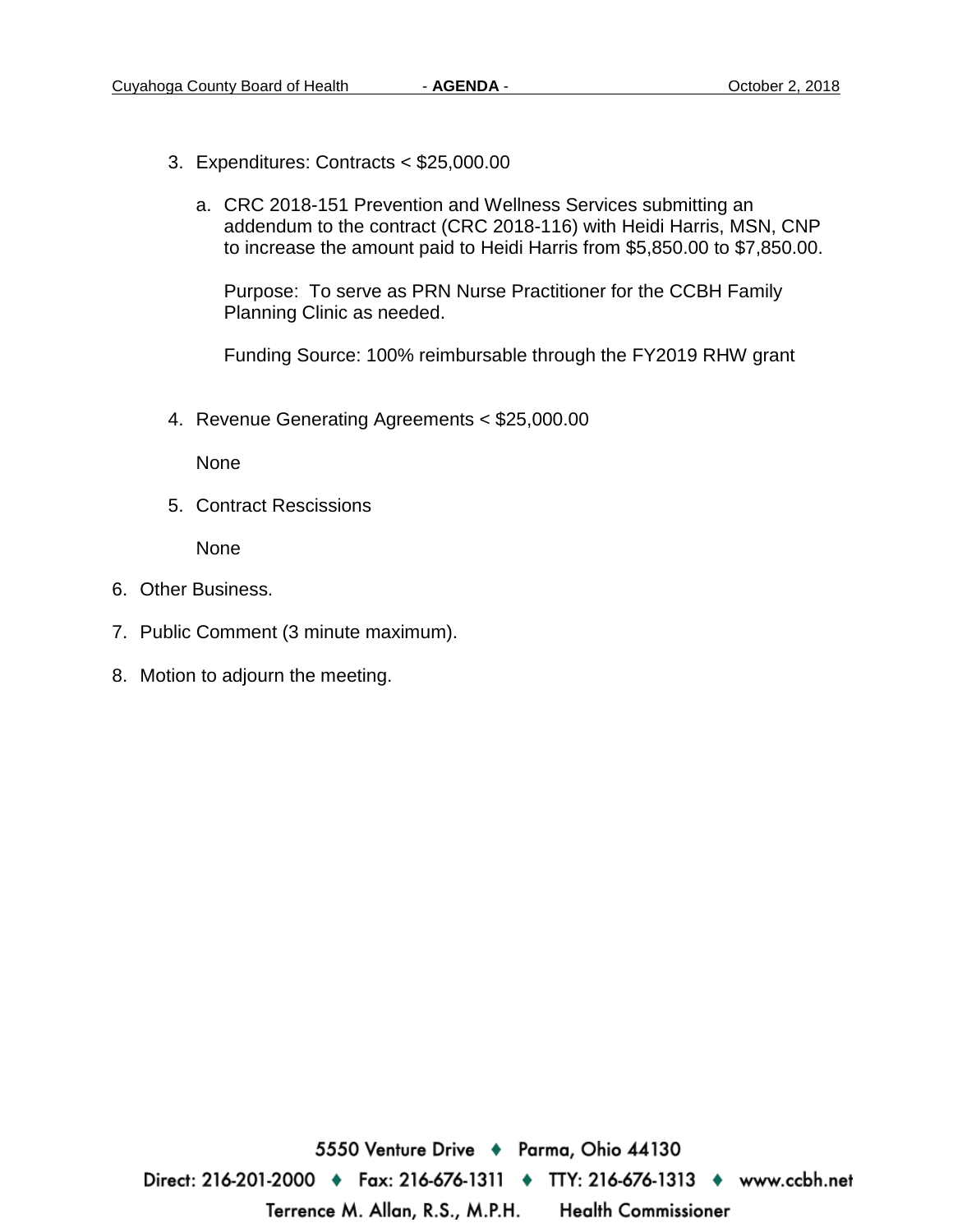3. Expenditures: Contracts < $25,000.00

    a. CRC 2018-151 Prevention and Wellness Services submitting an addendum to the contract (CRC 2018-116) with Heidi Harris, MSN, CNP to increase the amount paid to Heidi Harris from $5,850.00 to $7,850.00.

        Purpose: To serve as PRN Nurse Practitioner for the CCBH Family Planning Clinic as needed.

        Funding Source: 100% reimbursable through the FY2019 RHW grant

4. Revenue Generating Agreements < $25,000.00

    None

5. Contract Rescissions

    None

6. Other Business.

7. Public Comment (3 minute maximum).

8. Motion to adjourn the meeting.